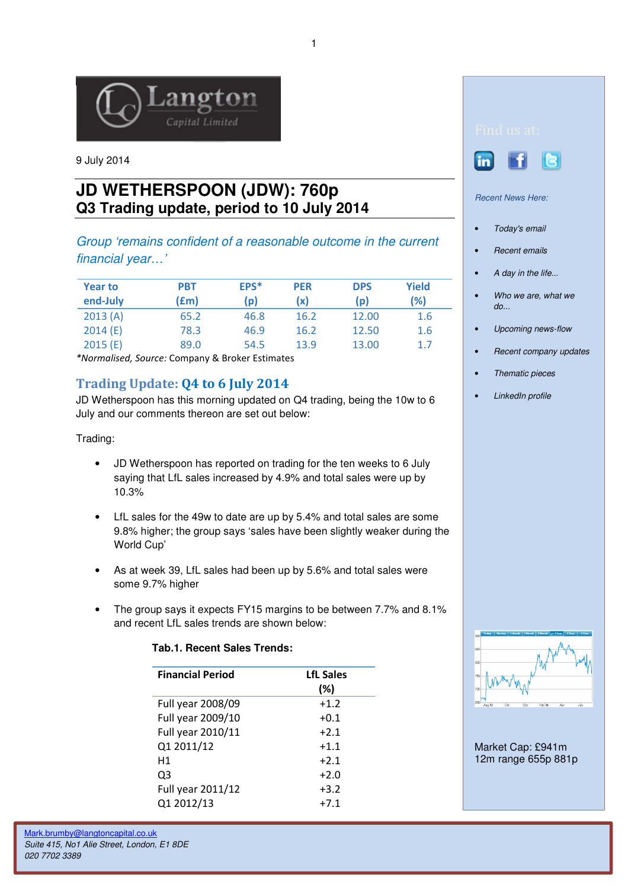9 July 2014

# JD WETHERSPOON (JDW): 760p
## Q3 Trading update, period to 10 July 2014

*Group 'remains confident of a reasonable outcome in the current financial year…'*

| Year to end-July | PBT (£m) | EPS* (p) | PER (x) | DPS (p) | Yield (%) |
|---|---|---|---|---|---|
| 2013 (A) | 65.2 | 46.8 | 16.2 | 12.00 | 1.6 |
| 2014 (E) | 78.3 | 46.9 | 16.2 | 12.50 | 1.6 |
| 2015 (E) | 89.0 | 54.5 | 13.9 | 13.00 | 1.7 |

**Normalised, Source:* Company & Broker Estimates

## Trading Update: Q4 to 6 July 2014

JD Wetherspoon has this morning updated on Q4 trading, being the 10w to 6 July and our comments thereon are set out below:

Trading:

- JD Wetherspoon has reported on trading for the ten weeks to 6 July saying that LfL sales increased by 4.9% and total sales were up by 10.3%
- LfL sales for the 49w to date are up by 5.4% and total sales are some 9.8% higher; the group says 'sales have been slightly weaker during the World Cup'
- As at week 39, LfL sales had been up by 5.6% and total sales were some 9.7% higher
- The group says it expects FY15 margins to be between 7.7% and 8.1% and recent LfL sales trends are shown below:

**Tab.1. Recent Sales Trends:**

| Financial Period | LfL Sales (%) |
|---|---|
| Full year 2008/09 | +1.2 |
| Full year 2009/10 | +0.1 |
| Full year 2010/11 | +2.1 |
| Q1 2011/12 | +1.1 |
| H1 | +2.1 |
| Q3 | +2.0 |
| Full year 2011/12 | +3.2 |
| Q1 2012/13 | +7.1 |

Find us at:

*Recent News Here:*

- *Today's email*
- *Recent emails*
- *A day in the life...*
- *Who we are, what we do...*
- *Upcoming news-flow*
- *Recent company updates*
- *Thematic pieces*
- *LinkedIn profile*

Market Cap: £941m
12m range 655p 881p

Mark.brumby@langtoncapital.co.uk
*Suite 415, No1 Alie Street, London, E1 8DE*
*020 7702 3389*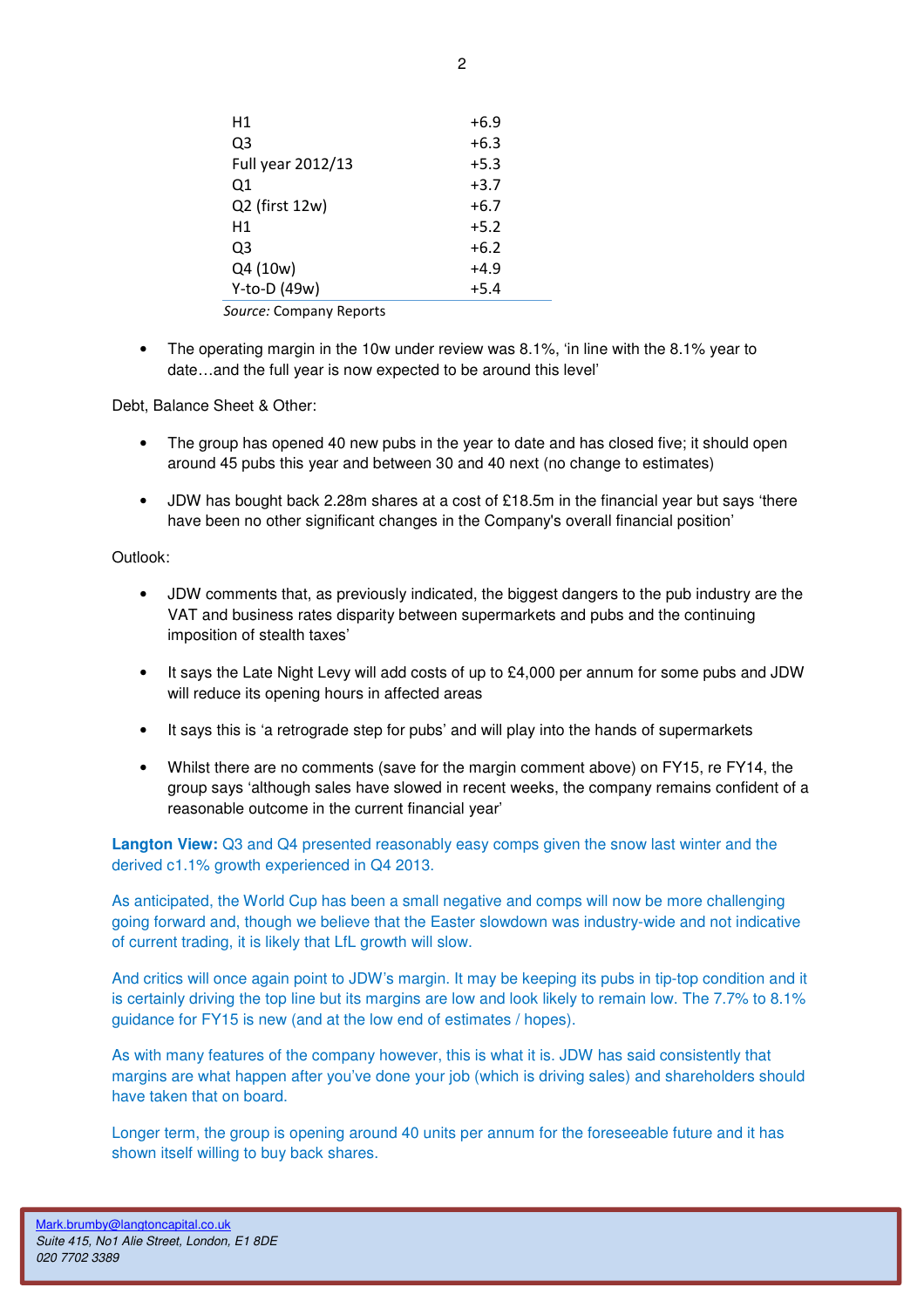| | |
|---|---|
| H1 | +6.9 |
| Q3 | +6.3 |
| Full year 2012/13 | +5.3 |
| Q1 | +3.7 |
| Q2 (first 12w) | +6.7 |
| H1 | +5.2 |
| Q3 | +6.2 |
| Q4 (10w) | +4.9 |
| Y-to-D (49w) | +5.4 |

*Source:* Company Reports

- The operating margin in the 10w under review was 8.1%, 'in line with the 8.1% year to date…and the full year is now expected to be around this level'

Debt, Balance Sheet & Other:

- The group has opened 40 new pubs in the year to date and has closed five; it should open around 45 pubs this year and between 30 and 40 next (no change to estimates)
- JDW has bought back 2.28m shares at a cost of £18.5m in the financial year but says 'there have been no other significant changes in the Company's overall financial position'

Outlook:

- JDW comments that, as previously indicated, the biggest dangers to the pub industry are the VAT and business rates disparity between supermarkets and pubs and the continuing imposition of stealth taxes'
- It says the Late Night Levy will add costs of up to £4,000 per annum for some pubs and JDW will reduce its opening hours in affected areas
- It says this is 'a retrograde step for pubs' and will play into the hands of supermarkets
- Whilst there are no comments (save for the margin comment above) on FY15, re FY14, the group says 'although sales have slowed in recent weeks, the company remains confident of a reasonable outcome in the current financial year'

**Langton View:** Q3 and Q4 presented reasonably easy comps given the snow last winter and the derived c1.1% growth experienced in Q4 2013.

As anticipated, the World Cup has been a small negative and comps will now be more challenging going forward and, though we believe that the Easter slowdown was industry-wide and not indicative of current trading, it is likely that LfL growth will slow.

And critics will once again point to JDW's margin. It may be keeping its pubs in tip-top condition and it is certainly driving the top line but its margins are low and look likely to remain low. The 7.7% to 8.1% guidance for FY15 is new (and at the low end of estimates / hopes).

As with many features of the company however, this is what it is. JDW has said consistently that margins are what happen after you've done your job (which is driving sales) and shareholders should have taken that on board.

Longer term, the group is opening around 40 units per annum for the foreseeable future and it has shown itself willing to buy back shares.

Mark.brumby@langtoncapital.co.uk
*Suite 415, No1 Alie Street, London, E1 8DE*
*020 7702 3389*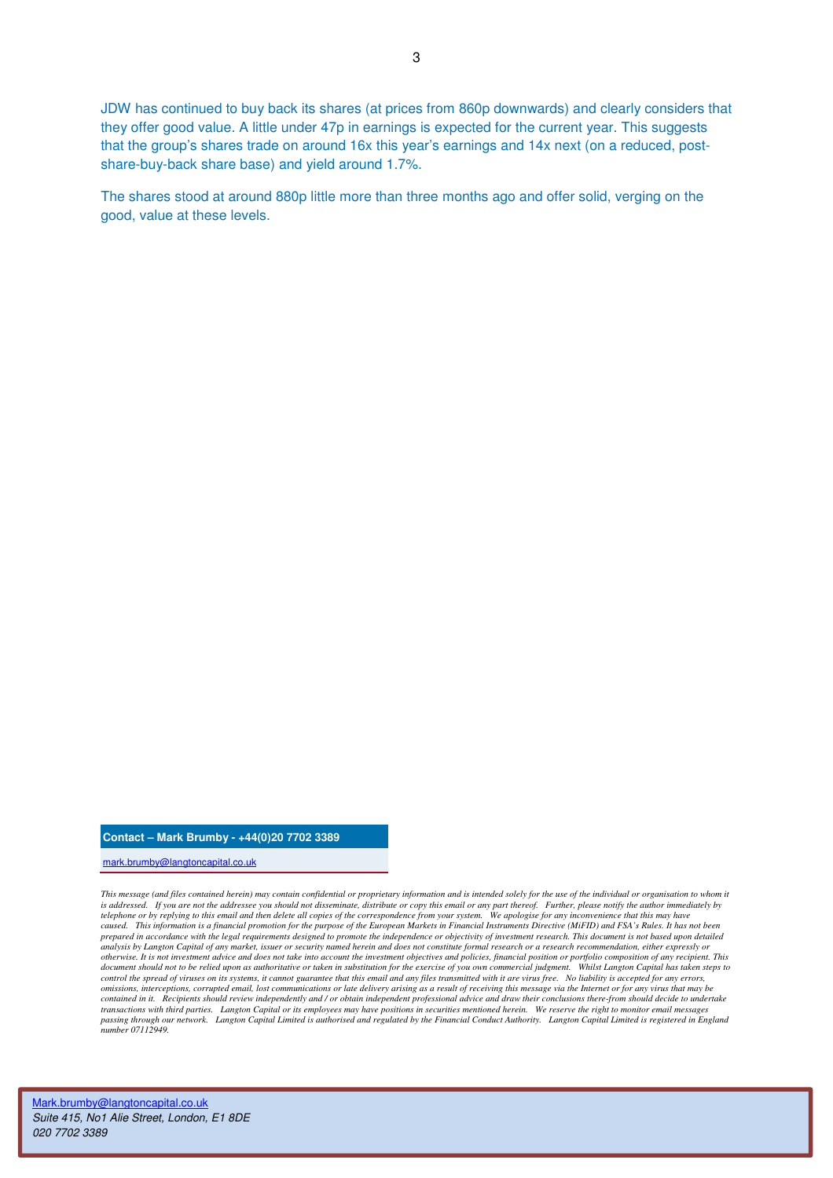JDW has continued to buy back its shares (at prices from 860p downwards) and clearly considers that they offer good value. A little under 47p in earnings is expected for the current year. This suggests that the group's shares trade on around 16x this year's earnings and 14x next (on a reduced, post-share-buy-back share base) and yield around 1.7%.

The shares stood at around 880p little more than three months ago and offer solid, verging on the good, value at these levels.

**Contact – Mark Brumby - +44(0)20 7702 3389**

mark.brumby@langtoncapital.co.uk

*This message (and files contained herein) may contain confidential or proprietary information and is intended solely for the use of the individual or organisation to whom it is addressed. If you are not the addressee you should not disseminate, distribute or copy this email or any part thereof. Further, please notify the author immediately by telephone or by replying to this email and then delete all copies of the correspondence from your system. We apologise for any inconvenience that this may have caused. This information is a financial promotion for the purpose of the European Markets in Financial Instruments Directive (MiFID) and FSA's Rules. It has not been prepared in accordance with the legal requirements designed to promote the independence or objectivity of investment research. This document is not based upon detailed analysis by Langton Capital of any market, issuer or security named herein and does not constitute formal research or a research recommendation, either expressly or otherwise. It is not investment advice and does not take into account the investment objectives and policies, financial position or portfolio composition of any recipient. This document should not to be relied upon as authoritative or taken in substitution for the exercise of you own commercial judgment. Whilst Langton Capital has taken steps to control the spread of viruses on its systems, it cannot guarantee that this email and any files transmitted with it are virus free. No liability is accepted for any errors, omissions, interceptions, corrupted email, lost communications or late delivery arising as a result of receiving this message via the Internet or for any virus that may be contained in it. Recipients should review independently and / or obtain independent professional advice and draw their conclusions there-from should decide to undertake transactions with third parties. Langton Capital or its employees may have positions in securities mentioned herein. We reserve the right to monitor email messages passing through our network. Langton Capital Limited is authorised and regulated by the Financial Conduct Authority. Langton Capital Limited is registered in England number 07112949.*

Mark.brumby@langtoncapital.co.uk
*Suite 415, No1 Alie Street, London, E1 8DE*
*020 7702 3389*